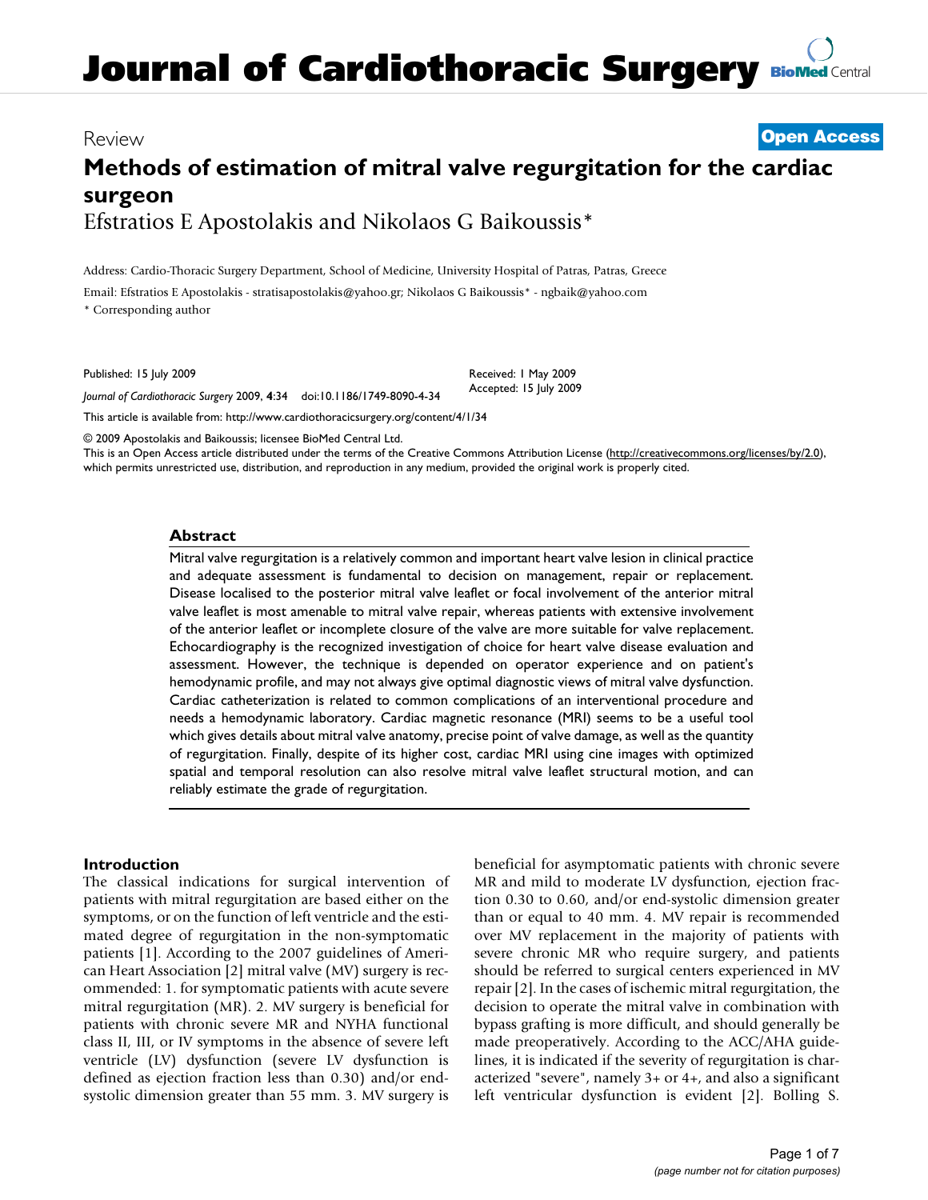Review **Open Access**

# Methods of estimation of mitral valve regurgitation for the cardiac surgeon

Efstratios E Apostolakis and Nikolaos G Baikoussis*

Address: Cardio-Thoracic Surgery Department, School of Medicine, University Hospital of Patras, Patras, Greece

Email: Efstratios E Apostolakis - stratisapostolakis@yahoo.gr; Nikolaos G Baikoussis* - ngbaik@yahoo.com

* Corresponding author

Published: 15 July 2009

*Journal of Cardiothoracic Surgery* 2009, **4**:34 doi:10.1186/1749-8090-4-34

Received: 1 May 2009
Accepted: 15 July 2009

This article is available from: http://www.cardiothoracicsurgery.org/content/4/1/34

© 2009 Apostolakis and Baikoussis; licensee BioMed Central Ltd.
This is an Open Access article distributed under the terms of the Creative Commons Attribution License (http://creativecommons.org/licenses/by/2.0), which permits unrestricted use, distribution, and reproduction in any medium, provided the original work is properly cited.

## Abstract

Mitral valve regurgitation is a relatively common and important heart valve lesion in clinical practice and adequate assessment is fundamental to decision on management, repair or replacement. Disease localised to the posterior mitral valve leaflet or focal involvement of the anterior mitral valve leaflet is most amenable to mitral valve repair, whereas patients with extensive involvement of the anterior leaflet or incomplete closure of the valve are more suitable for valve replacement. Echocardiography is the recognized investigation of choice for heart valve disease evaluation and assessment. However, the technique is depended on operator experience and on patient's hemodynamic profile, and may not always give optimal diagnostic views of mitral valve dysfunction. Cardiac catheterization is related to common complications of an interventional procedure and needs a hemodynamic laboratory. Cardiac magnetic resonance (MRI) seems to be a useful tool which gives details about mitral valve anatomy, precise point of valve damage, as well as the quantity of regurgitation. Finally, despite of its higher cost, cardiac MRI using cine images with optimized spatial and temporal resolution can also resolve mitral valve leaflet structural motion, and can reliably estimate the grade of regurgitation.

## Introduction

The classical indications for surgical intervention of patients with mitral regurgitation are based either on the symptoms, or on the function of left ventricle and the estimated degree of regurgitation in the non-symptomatic patients [1]. According to the 2007 guidelines of American Heart Association [2] mitral valve (MV) surgery is recommended: 1. for symptomatic patients with acute severe mitral regurgitation (MR). 2. MV surgery is beneficial for patients with chronic severe MR and NYHA functional class II, III, or IV symptoms in the absence of severe left ventricle (LV) dysfunction (severe LV dysfunction is defined as ejection fraction less than 0.30) and/or end-systolic dimension greater than 55 mm. 3. MV surgery is beneficial for asymptomatic patients with chronic severe MR and mild to moderate LV dysfunction, ejection fraction 0.30 to 0.60, and/or end-systolic dimension greater than or equal to 40 mm. 4. MV repair is recommended over MV replacement in the majority of patients with severe chronic MR who require surgery, and patients should be referred to surgical centers experienced in MV repair [2]. In the cases of ischemic mitral regurgitation, the decision to operate the mitral valve in combination with bypass grafting is more difficult, and should generally be made preoperatively. According to the ACC/AHA guidelines, it is indicated if the severity of regurgitation is characterized "severe", namely 3+ or 4+, and also a significant left ventricular dysfunction is evident [2]. Bolling S.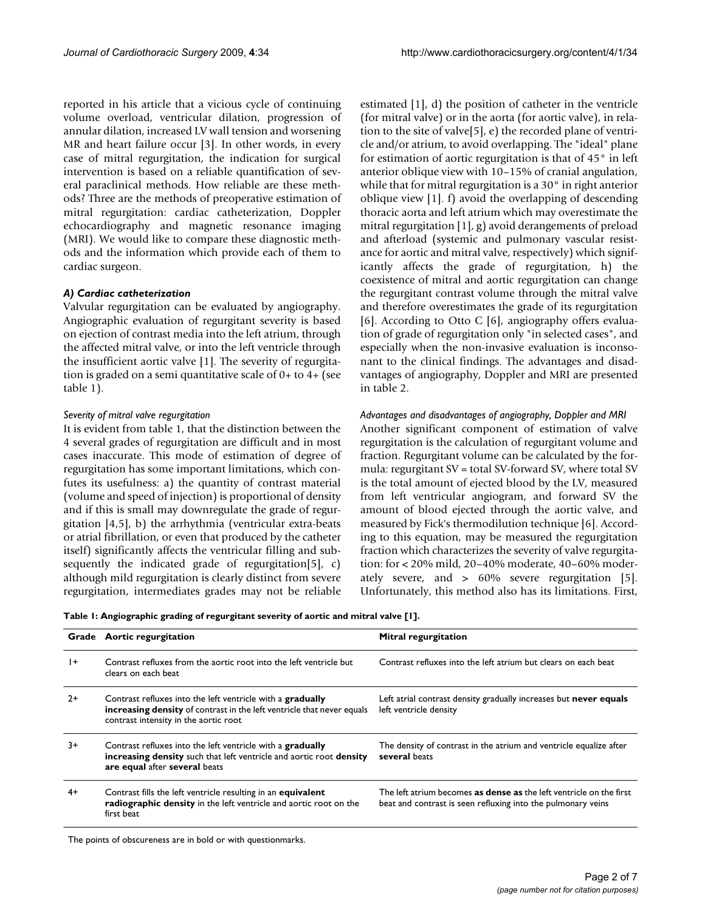reported in his article that a vicious cycle of continuing volume overload, ventricular dilation, progression of annular dilation, increased LV wall tension and worsening MR and heart failure occur [3]. In other words, in every case of mitral regurgitation, the indication for surgical intervention is based on a reliable quantification of several paraclinical methods. How reliable are these methods? Three are the methods of preoperative estimation of mitral regurgitation: cardiac catheterization, Doppler echocardiography and magnetic resonance imaging (MRI). We would like to compare these diagnostic methods and the information which provide each of them to cardiac surgeon.

### *A) Cardiac catheterization*

Valvular regurgitation can be evaluated by angiography. Angiographic evaluation of regurgitant severity is based on ejection of contrast media into the left atrium, through the affected mitral valve, or into the left ventricle through the insufficient aortic valve [1]. The severity of regurgitation is graded on a semi quantitative scale of 0+ to 4+ (see table 1).

#### *Severity of mitral valve regurgitation*

It is evident from table 1, that the distinction between the 4 several grades of regurgitation are difficult and in most cases inaccurate. This mode of estimation of degree of regurgitation has some important limitations, which confutes its usefulness: a) the quantity of contrast material (volume and speed of injection) is proportional of density and if this is small may downregulate the grade of regurgitation [4,5], b) the arrhythmia (ventricular extra-beats or atrial fibrillation, or even that produced by the catheter itself) significantly affects the ventricular filling and subsequently the indicated grade of regurgitation[5], c) although mild regurgitation is clearly distinct from severe regurgitation, intermediates grades may not be reliable estimated [1], d) the position of catheter in the ventricle (for mitral valve) or in the aorta (for aortic valve), in relation to the site of valve[5], e) the recorded plane of ventricle and/or atrium, to avoid overlapping. The "ideal" plane for estimation of aortic regurgitation is that of 45° in left anterior oblique view with 10–15% of cranial angulation, while that for mitral regurgitation is a 30° in right anterior oblique view [1]. f) avoid the overlapping of descending thoracic aorta and left atrium which may overestimate the mitral regurgitation [1], g) avoid derangements of preload and afterload (systemic and pulmonary vascular resistance for aortic and mitral valve, respectively) which significantly affects the grade of regurgitation, h) the coexistence of mitral and aortic regurgitation can change the regurgitant contrast volume through the mitral valve and therefore overestimates the grade of its regurgitation [6]. According to Otto C [6], angiography offers evaluation of grade of regurgitation only "in selected cases", and especially when the non-invasive evaluation is inconsonant to the clinical findings. The advantages and disadvantages of angiography, Doppler and MRI are presented in table 2.

#### *Advantages and disadvantages of angiography, Doppler and MRI*

Another significant component of estimation of valve regurgitation is the calculation of regurgitant volume and fraction. Regurgitant volume can be calculated by the formula: regurgitant SV = total SV-forward SV, where total SV is the total amount of ejected blood by the LV, measured from left ventricular angiogram, and forward SV the amount of blood ejected through the aortic valve, and measured by Fick's thermodilution technique [6]. According to this equation, may be measured the regurgitation fraction which characterizes the severity of valve regurgitation: for < 20% mild, 20–40% moderate, 40–60% moderately severe, and > 60% severe regurgitation [5]. Unfortunately, this method also has its limitations. First,

**Table 1: Angiographic grading of regurgitant severity of aortic and mitral valve [1].**

| Grade | Aortic regurgitation | Mitral regurgitation |
| --- | --- | --- |
| 1+ | Contrast refluxes from the aortic root into the left ventricle but clears on each beat | Contrast refluxes into the left atrium but clears on each beat |
| 2+ | Contrast refluxes into the left ventricle with a **gradually increasing density** of contrast in the left ventricle that never equals contrast intensity in the aortic root | Left atrial contrast density gradually increases but **never equals** left ventricle density |
| 3+ | Contrast refluxes into the left ventricle with a **gradually increasing density** such that left ventricle and aortic root **density are equal** after **several** beats | The density of contrast in the atrium and ventricle equalize after **several** beats |
| 4+ | Contrast fills the left ventricle resulting in an **equivalent radiographic density** in the left ventricle and aortic root on the first beat | The left atrium becomes **as dense as** the left ventricle on the first beat and contrast is seen refluxing into the pulmonary veins |

The points of obscureness are in bold or with questionmarks.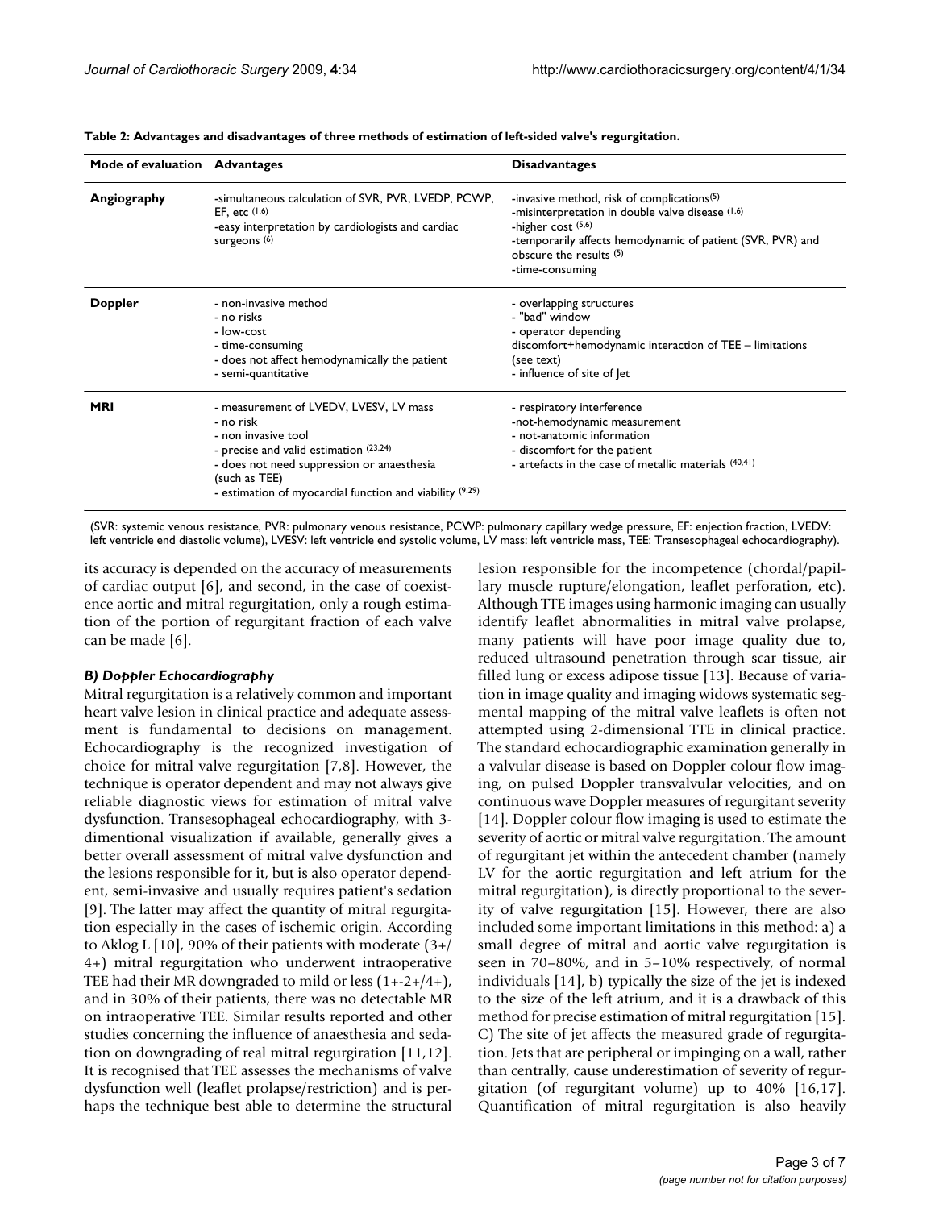**Table 2: Advantages and disadvantages of three methods of estimation of left-sided valve's regurgitation.**

| Mode of evaluation | Advantages | Disadvantages |
| --- | --- | --- |
| **Angiography** | -simultaneous calculation of SVR, PVR, LVEDP, PCWP, EF, etc (1,6)<br>-easy interpretation by cardiologists and cardiac surgeons (6) | -invasive method, risk of complications(5)<br>-misinterpretation in double valve disease (1,6)<br>-higher cost (5,6)<br>-temporarily affects hemodynamic of patient (SVR, PVR) and obscure the results (5)<br>-time-consuming |
| **Doppler** | - non-invasive method<br>- no risks<br>- low-cost<br>- time-consuming<br>- does not affect hemodynamically the patient<br>- semi-quantitative | - overlapping structures<br>- "bad" window<br>- operator depending<br>discomfort+hemodynamic interaction of TEE – limitations (see text)<br>- influence of site of Jet |
| **MRI** | - measurement of LVEDV, LVESV, LV mass<br>- no risk<br>- non invasive tool<br>- precise and valid estimation (23,24)<br>- does not need suppression or anaesthesia (such as TEE)<br>- estimation of myocardial function and viability (9,29) | - respiratory interference<br>-not-hemodynamic measurement<br>- not-anatomic information<br>- discomfort for the patient<br>- artefacts in the case of metallic materials (40,41) |

(SVR: systemic venous resistance, PVR: pulmonary venous resistance, PCWP: pulmonary capillary wedge pressure, EF: enjection fraction, LVEDV: left ventricle end diastolic volume), LVESV: left ventricle end systolic volume, LV mass: left ventricle mass, TEE: Transesophageal echocardiography).

its accuracy is depended on the accuracy of measurements of cardiac output [6], and second, in the case of coexistence aortic and mitral regurgitation, only a rough estimation of the portion of regurgitant fraction of each valve can be made [6].

### *B) Doppler Echocardiography*

Mitral regurgitation is a relatively common and important heart valve lesion in clinical practice and adequate assessment is fundamental to decisions on management. Echocardiography is the recognized investigation of choice for mitral valve regurgitation [7,8]. However, the technique is operator dependent and may not always give reliable diagnostic views for estimation of mitral valve dysfunction. Transesophageal echocardiography, with 3-dimentional visualization if available, generally gives a better overall assessment of mitral valve dysfunction and the lesions responsible for it, but is also operator dependent, semi-invasive and usually requires patient's sedation [9]. The latter may affect the quantity of mitral regurgitation especially in the cases of ischemic origin. According to Aklog L [10], 90% of their patients with moderate (3+/4+) mitral regurgitation who underwent intraoperative TEE had their MR downgraded to mild or less (1+-2+/4+), and in 30% of their patients, there was no detectable MR on intraoperative TEE. Similar results reported and other studies concerning the influence of anaesthesia and sedation on downgrading of real mitral regurgiration [11,12]. It is recognised that TEE assesses the mechanisms of valve dysfunction well (leaflet prolapse/restriction) and is perhaps the technique best able to determine the structural lesion responsible for the incompetence (chordal/papillary muscle rupture/elongation, leaflet perforation, etc). Although TTE images using harmonic imaging can usually identify leaflet abnormalities in mitral valve prolapse, many patients will have poor image quality due to, reduced ultrasound penetration through scar tissue, air filled lung or excess adipose tissue [13]. Because of variation in image quality and imaging widows systematic segmental mapping of the mitral valve leaflets is often not attempted using 2-dimensional TTE in clinical practice. The standard echocardiographic examination generally in a valvular disease is based on Doppler colour flow imaging, on pulsed Doppler transvalvular velocities, and on continuous wave Doppler measures of regurgitant severity [14]. Doppler colour flow imaging is used to estimate the severity of aortic or mitral valve regurgitation. The amount of regurgitant jet within the antecedent chamber (namely LV for the aortic regurgitation and left atrium for the mitral regurgitation), is directly proportional to the severity of valve regurgitation [15]. However, there are also included some important limitations in this method: a) a small degree of mitral and aortic valve regurgitation is seen in 70–80%, and in 5–10% respectively, of normal individuals [14], b) typically the size of the jet is indexed to the size of the left atrium, and it is a drawback of this method for precise estimation of mitral regurgitation [15]. C) The site of jet affects the measured grade of regurgitation. Jets that are peripheral or impinging on a wall, rather than centrally, cause underestimation of severity of regurgitation (of regurgitant volume) up to 40% [16,17]. Quantification of mitral regurgitation is also heavily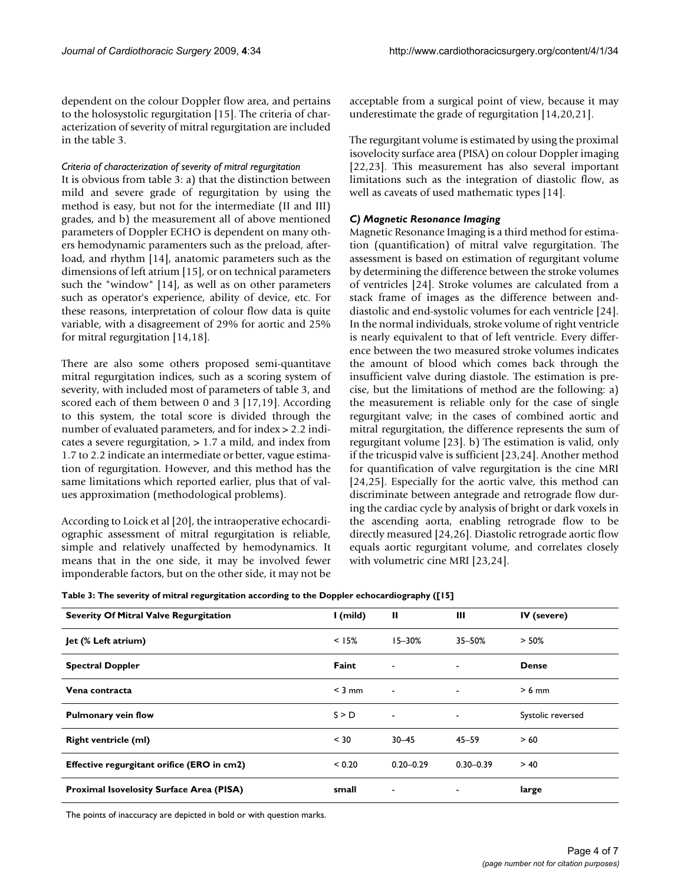dependent on the colour Doppler flow area, and pertains to the holosystolic regurgitation [15]. The criteria of characterization of severity of mitral regurgitation are included in the table 3.

*Criteria of characterization of severity of mitral regurgitation*

It is obvious from table 3: a) that the distinction between mild and severe grade of regurgitation by using the method is easy, but not for the intermediate (II and III) grades, and b) the measurement all of above mentioned parameters of Doppler ECHO is dependent on many others hemodynamic paramenters such as the preload, afterload, and rhythm [14], anatomic parameters such as the dimensions of left atrium [15], or on technical parameters such the "window" [14], as well as on other parameters such as operator's experience, ability of device, etc. For these reasons, interpretation of colour flow data is quite variable, with a disagreement of 29% for aortic and 25% for mitral regurgitation [14,18].

There are also some others proposed semi-quantitave mitral regurgitation indices, such as a scoring system of severity, with included most of parameters of table 3, and scored each of them between 0 and 3 [17,19]. According to this system, the total score is divided through the number of evaluated parameters, and for index > 2.2 indicates a severe regurgitation, > 1.7 a mild, and index from 1.7 to 2.2 indicate an intermediate or better, vague estimation of regurgitation. However, and this method has the same limitations which reported earlier, plus that of values approximation (methodological problems).

According to Loick et al [20], the intraoperative echocardiographic assessment of mitral regurgitation is reliable, simple and relatively unaffected by hemodynamics. It means that in the one side, it may be involved fewer imponderable factors, but on the other side, it may not be acceptable from a surgical point of view, because it may underestimate the grade of regurgitation [14,20,21].

The regurgitant volume is estimated by using the proximal isovelocity surface area (PISA) on colour Doppler imaging [22,23]. This measurement has also several important limitations such as the integration of diastolic flow, as well as caveats of used mathematic types [14].

### C) Magnetic Resonance Imaging

Magnetic Resonance Imaging is a third method for estimation (quantification) of mitral valve regurgitation. The assessment is based on estimation of regurgitant volume by determining the difference between the stroke volumes of ventricles [24]. Stroke volumes are calculated from a stack frame of images as the difference between and-diastolic and end-systolic volumes for each ventricle [24]. In the normal individuals, stroke volume of right ventricle is nearly equivalent to that of left ventricle. Every difference between the two measured stroke volumes indicates the amount of blood which comes back through the insufficient valve during diastole. The estimation is precise, but the limitations of method are the following: a) the measurement is reliable only for the case of single regurgitant valve; in the cases of combined aortic and mitral regurgitation, the difference represents the sum of regurgitant volume [23]. b) The estimation is valid, only if the tricuspid valve is sufficient [23,24]. Another method for quantification of valve regurgitation is the cine MRI [24,25]. Especially for the aortic valve, this method can discriminate between antegrade and retrograde flow during the cardiac cycle by analysis of bright or dark voxels in the ascending aorta, enabling retrograde flow to be directly measured [24,26]. Diastolic retrograde aortic flow equals aortic regurgitant volume, and correlates closely with volumetric cine MRI [23,24].

**Table 3: The severity of mitral regurgitation according to the Doppler echocardiography ([15]**

| Severity Of Mitral Valve Regurgitation | I (mild) | II | III | IV (severe) |
|---|---|---|---|---|
| Jet (% Left atrium) | < 15% | 15–30% | 35–50% | > 50% |
| Spectral Doppler | **Faint** | - | - | **Dense** |
| Vena contracta | < 3 mm | - | - | > 6 mm |
| Pulmonary vein flow | S > D | - | - | Systolic reversed |
| Right ventricle (ml) | < 30 | 30–45 | 45–59 | > 60 |
| Effective regurgitant orifice (ERO in cm2) | < 0.20 | 0.20–0.29 | 0.30–0.39 | > 40 |
| Proximal Isovelosity Surface Area (PISA) | **small** | - | - | **large** |

The points of inaccuracy are depicted in bold or with question marks.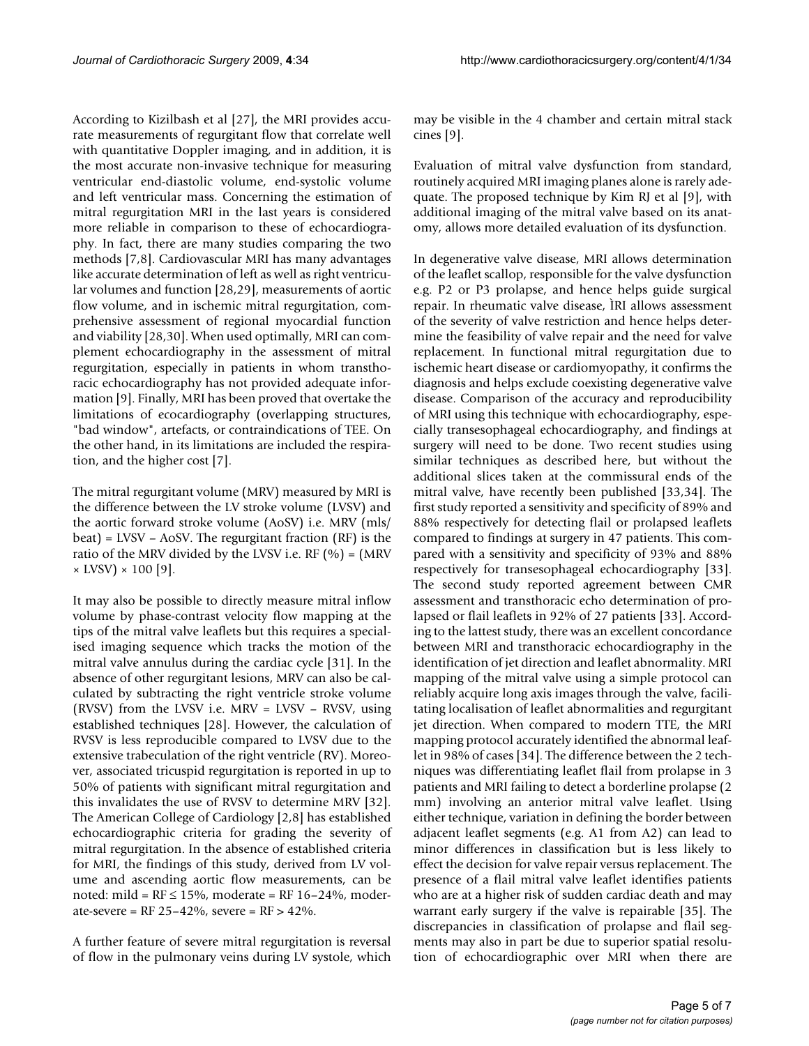According to Kizilbash et al [27], the MRI provides accurate measurements of regurgitant flow that correlate well with quantitative Doppler imaging, and in addition, it is the most accurate non-invasive technique for measuring ventricular end-diastolic volume, end-systolic volume and left ventricular mass. Concerning the estimation of mitral regurgitation MRI in the last years is considered more reliable in comparison to these of echocardiography. In fact, there are many studies comparing the two methods [7,8]. Cardiovascular MRI has many advantages like accurate determination of left as well as right ventricular volumes and function [28,29], measurements of aortic flow volume, and in ischemic mitral regurgitation, comprehensive assessment of regional myocardial function and viability [28,30]. When used optimally, MRI can complement echocardiography in the assessment of mitral regurgitation, especially in patients in whom transthoracic echocardiography has not provided adequate information [9]. Finally, MRI has been proved that overtake the limitations of ecocardiography (overlapping structures, "bad window", artefacts, or contraindications of TEE. On the other hand, in its limitations are included the respiration, and the higher cost [7].

The mitral regurgitant volume (MRV) measured by MRI is the difference between the LV stroke volume (LVSV) and the aortic forward stroke volume (AoSV) i.e. MRV (mls/beat) = LVSV – AoSV. The regurgitant fraction (RF) is the ratio of the MRV divided by the LVSV i.e. RF (%) = (MRV × LVSV) × 100 [9].

It may also be possible to directly measure mitral inflow volume by phase-contrast velocity flow mapping at the tips of the mitral valve leaflets but this requires a specialised imaging sequence which tracks the motion of the mitral valve annulus during the cardiac cycle [31]. In the absence of other regurgitant lesions, MRV can also be calculated by subtracting the right ventricle stroke volume (RVSV) from the LVSV i.e. MRV = LVSV – RVSV, using established techniques [28]. However, the calculation of RVSV is less reproducible compared to LVSV due to the extensive trabeculation of the right ventricle (RV). Moreover, associated tricuspid regurgitation is reported in up to 50% of patients with significant mitral regurgitation and this invalidates the use of RVSV to determine MRV [32]. The American College of Cardiology [2,8] has established echocardiographic criteria for grading the severity of mitral regurgitation. In the absence of established criteria for MRI, the findings of this study, derived from LV volume and ascending aortic flow measurements, can be noted: mild = RF ≤ 15%, moderate = RF 16–24%, moderate-severe = RF 25–42%, severe = RF > 42%.

A further feature of severe mitral regurgitation is reversal of flow in the pulmonary veins during LV systole, which may be visible in the 4 chamber and certain mitral stack cines [9].

Evaluation of mitral valve dysfunction from standard, routinely acquired MRI imaging planes alone is rarely adequate. The proposed technique by Kim RJ et al [9], with additional imaging of the mitral valve based on its anatomy, allows more detailed evaluation of its dysfunction.

In degenerative valve disease, MRI allows determination of the leaflet scallop, responsible for the valve dysfunction e.g. P2 or P3 prolapse, and hence helps guide surgical repair. In rheumatic valve disease, ÌRI allows assessment of the severity of valve restriction and hence helps determine the feasibility of valve repair and the need for valve replacement. In functional mitral regurgitation due to ischemic heart disease or cardiomyopathy, it confirms the diagnosis and helps exclude coexisting degenerative valve disease. Comparison of the accuracy and reproducibility of MRI using this technique with echocardiography, especially transesophageal echocardiography, and findings at surgery will need to be done. Two recent studies using similar techniques as described here, but without the additional slices taken at the commissural ends of the mitral valve, have recently been published [33,34]. The first study reported a sensitivity and specificity of 89% and 88% respectively for detecting flail or prolapsed leaflets compared to findings at surgery in 47 patients. This compared with a sensitivity and specificity of 93% and 88% respectively for transesophageal echocardiography [33]. The second study reported agreement between CMR assessment and transthoracic echo determination of prolapsed or flail leaflets in 92% of 27 patients [33]. According to the lattest study, there was an excellent concordance between MRI and transthoracic echocardiography in the identification of jet direction and leaflet abnormality. MRI mapping of the mitral valve using a simple protocol can reliably acquire long axis images through the valve, facilitating localisation of leaflet abnormalities and regurgitant jet direction. When compared to modern TTE, the MRI mapping protocol accurately identified the abnormal leaflet in 98% of cases [34]. The difference between the 2 techniques was differentiating leaflet flail from prolapse in 3 patients and MRI failing to detect a borderline prolapse (2 mm) involving an anterior mitral valve leaflet. Using either technique, variation in defining the border between adjacent leaflet segments (e.g. A1 from A2) can lead to minor differences in classification but is less likely to effect the decision for valve repair versus replacement. The presence of a flail mitral valve leaflet identifies patients who are at a higher risk of sudden cardiac death and may warrant early surgery if the valve is repairable [35]. The discrepancies in classification of prolapse and flail segments may also in part be due to superior spatial resolution of echocardiographic over MRI when there are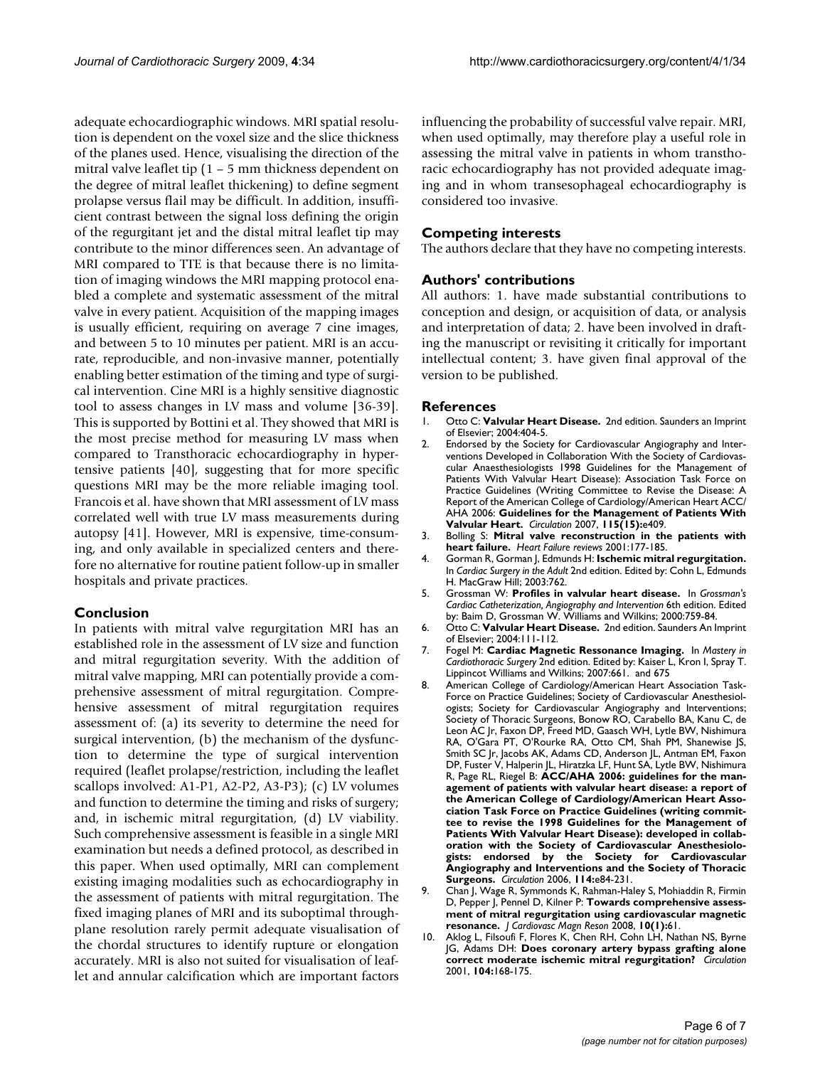adequate echocardiographic windows. MRI spatial resolution is dependent on the voxel size and the slice thickness of the planes used. Hence, visualising the direction of the mitral valve leaflet tip (1 – 5 mm thickness dependent on the degree of mitral leaflet thickening) to define segment prolapse versus flail may be difficult. In addition, insufficient contrast between the signal loss defining the origin of the regurgitant jet and the distal mitral leaflet tip may contribute to the minor differences seen. An advantage of MRI compared to TTE is that because there is no limitation of imaging windows the MRI mapping protocol enabled a complete and systematic assessment of the mitral valve in every patient. Acquisition of the mapping images is usually efficient, requiring on average 7 cine images, and between 5 to 10 minutes per patient. MRI is an accurate, reproducible, and non-invasive manner, potentially enabling better estimation of the timing and type of surgical intervention. Cine MRI is a highly sensitive diagnostic tool to assess changes in LV mass and volume [36-39]. This is supported by Bottini et al. They showed that MRI is the most precise method for measuring LV mass when compared to Transthoracic echocardiography in hypertensive patients [40], suggesting that for more specific questions MRI may be the more reliable imaging tool. Francois et al. have shown that MRI assessment of LV mass correlated well with true LV mass measurements during autopsy [41]. However, MRI is expensive, time-consuming, and only available in specialized centers and therefore no alternative for routine patient follow-up in smaller hospitals and private practices.

## Conclusion

In patients with mitral valve regurgitation MRI has an established role in the assessment of LV size and function and mitral regurgitation severity. With the addition of mitral valve mapping, MRI can potentially provide a comprehensive assessment of mitral regurgitation. Comprehensive assessment of mitral regurgitation requires assessment of: (a) its severity to determine the need for surgical intervention, (b) the mechanism of the dysfunction to determine the type of surgical intervention required (leaflet prolapse/restriction, including the leaflet scallops involved: A1-P1, A2-P2, A3-P3); (c) LV volumes and function to determine the timing and risks of surgery; and, in ischemic mitral regurgitation, (d) LV viability. Such comprehensive assessment is feasible in a single MRI examination but needs a defined protocol, as described in this paper. When used optimally, MRI can complement existing imaging modalities such as echocardiography in the assessment of patients with mitral regurgitation. The fixed imaging planes of MRI and its suboptimal through-plane resolution rarely permit adequate visualisation of the chordal structures to identify rupture or elongation accurately. MRI is also not suited for visualisation of leaflet and annular calcification which are important factors influencing the probability of successful valve repair. MRI, when used optimally, may therefore play a useful role in assessing the mitral valve in patients in whom transthoracic echocardiography has not provided adequate imaging and in whom transesophageal echocardiography is considered too invasive.

## Competing interests

The authors declare that they have no competing interests.

## Authors' contributions

All authors: 1. have made substantial contributions to conception and design, or acquisition of data, or analysis and interpretation of data; 2. have been involved in drafting the manuscript or revisiting it critically for important intellectual content; 3. have given final approval of the version to be published.

## References

1. Otto C: **Valvular Heart Disease.** 2nd edition. Saunders an Imprint of Elsevier; 2004:404-5.
2. Endorsed by the Society for Cardiovascular Angiography and Interventions Developed in Collaboration With the Society of Cardiovascular Anaesthesiologists 1998 Guidelines for the Management of Patients With Valvular Heart Disease): Association Task Force on Practice Guidelines (Writing Committee to Revise the Disease: A Report of the American College of Cardiology/American Heart ACC/AHA 2006: **Guidelines for the Management of Patients With Valvular Heart.** *Circulation* 2007, **115(15):**e409.
3. Bolling S: **Mitral valve reconstruction in the patients with heart failure.** *Heart Failure reviews* 2001:177-185.
4. Gorman R, Gorman J, Edmunds H: **Ischemic mitral regurgitation.** In *Cardiac Surgery in the Adult* 2nd edition. Edited by: Cohn L, Edmunds H. MacGraw Hill; 2003:762.
5. Grossman W: **Profiles in valvular heart disease.** In *Grossman's Cardiac Catheterization, Angiography and Intervention* 6th edition. Edited by: Baim D, Grossman W. Williams and Wilkins; 2000:759-84.
6. Otto C: **Valvular Heart Disease.** 2nd edition. Saunders An Imprint of Elsevier; 2004:111-112.
7. Fogel M: **Cardiac Magnetic Ressonance Imaging.** In *Mastery in Cardiothoracic Surgery* 2nd edition. Edited by: Kaiser L, Kron I, Spray T. Lippincot Williams and Wilkins; 2007:661. and 675
8. American College of Cardiology/American Heart Association Task-Force on Practice Guidelines; Society of Cardiovascular Anesthesiologists; Society for Cardiovascular Angiography and Interventions; Society of Thoracic Surgeons, Bonow RO, Carabello BA, Kanu C, de Leon AC Jr, Faxon DP, Freed MD, Gaasch WH, Lytle BW, Nishimura RA, O'Gara PT, O'Rourke RA, Otto CM, Shah PM, Shanewise JS, Smith SC Jr, Jacobs AK, Adams CD, Anderson JL, Antman EM, Faxon DP, Fuster V, Halperin JL, Hiratzka LF, Hunt SA, Lytle BW, Nishimura R, Page RL, Riegel B: **ACC/AHA 2006: guidelines for the management of patients with valvular heart disease: a report of the American College of Cardiology/American Heart Association Task Force on Practice Guidelines (writing committee to revise the 1998 Guidelines for the Management of Patients With Valvular Heart Disease): developed in collaboration with the Society of Cardiovascular Anesthesiologists: endorsed by the Society for Cardiovascular Angiography and Interventions and the Society of Thoracic Surgeons.** *Circulation* 2006, **114:**e84-231.
9. Chan J, Wage R, Symmonds K, Rahman-Haley S, Mohiaddin R, Firmin D, Pepper J, Pennel D, Kilner P: **Towards comprehensive assessment of mitral regurgitation using cardiovascular magnetic resonance.** *J Cardiovasc Magn Reson* 2008, **10(1):**61.
10. Aklog L, Filsoufi F, Flores K, Chen RH, Cohn LH, Nathan NS, Byrne JG, Adams DH: **Does coronary artery bypass grafting alone correct moderate ischemic mitral regurgitation?** *Circulation* 2001, **104:**168-175.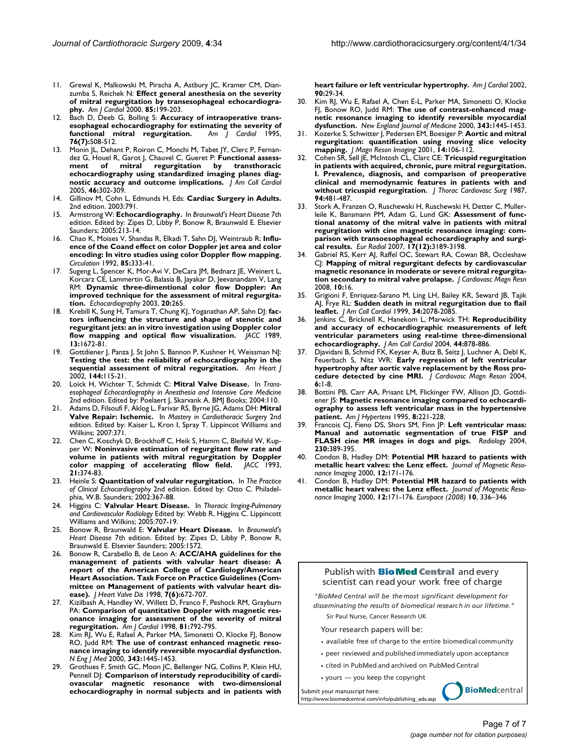11. Grewal K, Malkowski M, Piracha A, Astbury JC, Kramer CM, Dianzumba S, Reichek N: **Effect general anesthesia on the severity of mitral regurgitation by transesophageal echocardiography.** *Am J Cardiol* 2000, **85:**199-203.
12. Bach D, Deeb G, Bolling S: **Accuracy of intraoperative transesophageal echocardiography for estimating the severity of functional mitral regurgitation.** *Am J Cardiol* 1995, **76(7):**508-512.
13. Monin JL, Dehant P, Roiron C, Monchi M, Tabet JY, Clerc P, Fernandez G, Houel R, Garot J, Chauvel C, Gueret P: **Functional assessment of mitral regurgitation by transthoracic echocardiography using standardized imaging planes diagnostic accuracy and outcome implications.** *J Am Coll Cardiol* 2005, **46:**302-309.
14. Gillinov M, Cohn L, Edmunds H, Eds: **Cardiac Surgery in Adults.** 2nd edition. 2003:791.
15. Armstrong W: **Echocardiography.** In *Braunwald's Heart Disease* 7th edition. Edited by: Zipes D, Libby P, Bonow R, Braunwald E. Elsevier Saunders; 2005:213-14.
16. Chao K, Moises V, Shandas R, Elkadi T, Sahn DJ, Weintraub R: **Influence of the Coand effect on color Doppler jet area and color encoding: In vitro studies using color Doppler flow mapping.** *Circulation* 1992, **85:**333-41.
17. Sugeng L, Spencer K, Mor-Avi V, DeCara JM, Bednarz JE, Weinert L, Korcarz CE, Lammertin G, Balasia B, Jayakar D, Jeevanandam V, Lang RM: **Dynamic three-dimentional color flow Doppler: An improved technique for the assessment of mitral regurgitation.** *Echocardiography* 2003, **20:**265.
18. Krebill K, Sung H, Tamura T, Chung KJ, Yoganathan AP, Sahn DJ: **factors influencing the structure and shape of stenotic and regurgitant jets: an in vitro investigation using Doppler color flow mapping and optical flow visualization.** *JACC* 1989, **13:**1672-81.
19. Gottdiener J, Panza J, St John S, Bannon P, Kushner H, Weissman NJ: **Testing the test: the reliability of echocardiography in the sequential assessment of mitral regurgitation.** *Am Heart J* 2002, **144:**115-21.
20. Loick H, Wichter T, Schmidt C: **Mitral Valve Disease.** In *Transesophageal Echocardiography in Anesthesia and Intensive Care Medicine* 2nd edition. Edited by: Poelaert J, Skarvank A. BMJ Books; 2004:110.
21. Adams D, Filsoufi F, Aklog L, Farivar RS, Byrne JG, Adams DH: **Mitral Valve Repair: Ischemic.** In *Mastery in Cardiothoracic Surgery* 2nd edition. Edited by: Kaiser L, Kron I, Spray T. Lippincot Williams and Wilkins; 2007:371.
22. Chen C, Koschyk D, Brockhoff C, Heik S, Hamm C, Bleifeld W, Kupper W: **Noninvasive estimation of regurgitant flow rate and volume in patients with mitral regurgitation by Doppler color mapping of accelerating flow field.** *JACC* 1993, **21:**374-83.
23. Heinle S: **Quantitation of valvular regurgitation.** In *The Practice of Clinical Echocardiography* 2nd edition. Edited by: Otto C. Philadelphia, W.B. Saunders; 2002:367-88.
24. Higgins C: **Valvular Heart Disease.** In *Thoracic Imging-Pulmonary and Cardiovascular Radiology* Edited by: Webb R, Higgins C. Lippincott Williams and Wilkins; 2005:707-19.
25. Bonow R, Braunwald E: **Valvular Heart Disease.** In *Braunwald's Heart Disease* 7th edition. Edited by: Zipes D, Libby P, Bonow R, Braunwald E. Elsevier Saunders; 2005:1572.
26. Bonow R, Carabello B, de Leon A: **ACC/AHA guidelines for the management of patients with valvular heart disease: A report of the American College of Cardiology/American Heart Association. Task Force on Practice Guidelines (Committee on Management of patients with valvular heart disease).** *J Heart Valve Dis* 1998, **7(6):**672-707.
27. Kizilbash A, Handley W, Willett D, Franco F, Peshock RM, Grayburn PA: **Comparison of quantitative Doppler with magnetic resonance imaging for assessment of the severity of mitral regurgitation.** *Am J Cardiol* 1998, **81:**792-795.
28. Kim RJ, Wu E, Rafael A, Parker MA, Simonetti O, Klocke FJ, Bonow RO, Judd RM: **The use of contrast enhanced magnetic resonance imaging to identify reversible myocardial dysfunction.** *N Eng J Med* 2000, **343:**1445-1453.
29. Grothues F, Smith GC, Moon JC, Bellenger NG, Collins P, Klein HU, Pennell DJ: **Comparison of interstudy reproducibility of cardiovascular magnetic resonance with two-dimensional echocardiography in normal subjects and in patients with heart failure or left ventricular hypertrophy.** *Am J Cardiol* 2002, **90:**29-34.
30. Kim RJ, Wu E, Rafael A, Chen E-L, Parker MA, Simonetti O, Klocke FJ, Bonow RO, Judd RM: **The use of contrast-enhanced magnetic resonance imaging to identify reversible myocardial dysfunction.** *New England Journal of Medicine* 2000, **343:**1445-1453.
31. Kozerke S, Schwitter J, Pedersen EM, Boesiger P: **Aortic and mitral regurgitation: quantification using moving slice velocity mapping.** *J Magn Reson Imaging* 2001, **14:**106-112.
32. Cohen SR, Sell JE, McIntosh CL, Clarc CE: **Tricuspid regurgitation in patients with acquired, chronic, pure mitral regurgitation. I. Prevalence, diagnosis, and comparison of preoperative clinical and memodynamic features in patients with and without tricuspid regurgitation.** *J Thorac Cardiovasc Surg* 1987, **94:**481-487.
33. Stork A, Franzen O, Ruschewski H, Ruschewski H, Detter C, Mullerleile K, Bansmann PM, Adam G, Lund GK: **Assessment of functional anatomy of the mitral valve in patients with mitral regurgitation with cine magnetic resonance imaging: comparison with transoesophageal echocardiography and surgical results.** *Eur Radiol* 2007, **17(12):**3189-3198.
34. Gabriel RS, Kerr AJ, Raffel OC, Stewart RA, Cowan BR, Occleshaw CJ: **Mapping of mitral regurgitant defects by cardiovascular magnetic resonance in moderate or severe mitral regurgitation secondary to mitral valve prolapse.** *J Cardiovasc Magn Resn* 2008, **10:**16.
35. Grigioni F, Enriquez-Sarano M, Ling LH, Bailey KR, Seward JB, Tajik AJ, Frye RL: **Sudden death in mitral regurgitation due to flail leaflet.** *J Am Coll Cardiol* 1999, **34:**2078-2085.
36. Jenkins C, Bricknell K, Hanekom L, Marwick TH: **Reproducibility and accuracy of echocardiographic measurements of left ventricular parameters using real-time three-dimensional echocardiography.** *J Am Coll Cardiol* 2004, **44:**878-886.
37. Djavidani B, Schmid FX, Keyser A, Butz B, Seitz J, Luchner A, Debl K, Feuerbach S, Nitz WR: **Early regression of left ventricular hypertrophy after aortic valve replacement by the Ross procedure detected by cine MRI.** *J Cardiovasc Magn Reson* 2004, **6:**1-8.
38. Bottini PB, Carr AA, Prisant LM, Flickinger FW, Allison JD, Gottdiener JS: **Magnetic resonance imaging compared to echocardiography to assess left ventricular mass in the hypertensive patient.** *Am J Hypertens* 1995, **8:**221-228.
39. Francois CJ, Fieno DS, Shors SM, Finn JP: **Left ventricular mass: Manual and automatic segmentation of true FISP and FLASH cine MR images in dogs and pigs.** *Radiology* 2004, **230:**389-395.
40. Condon B, Hadley DM: **Potential MR hazard to patients with metallic heart valves: the Lenz effect.** *Journal of Magnetic Resonance Imaging* 2000, **12:**171-176.
41. Condon B, Hadley DM: **Potential MR hazard to patients with metallic heart valves: the Lenz effect.** *Journal of Magnetic Resonance Imaging* 2000, **12:**171-176. *Europace (2008)* **10**, 336–346

Publish with **BioMed Central** and every scientist can read your work free of charge

*"BioMed Central will be the most significant development for disseminating the results of biomedical research in our lifetime."*
Sir Paul Nurse, Cancer Research UK

Your research papers will be:

- available free of charge to the entire biomedical community
- peer reviewed and published immediately upon acceptance
- cited in PubMed and archived on PubMed Central
- yours — you keep the copyright

Submit your manuscript here:
http://www.biomedcentral.com/info/publishing_adv.asp

BioMedcentral